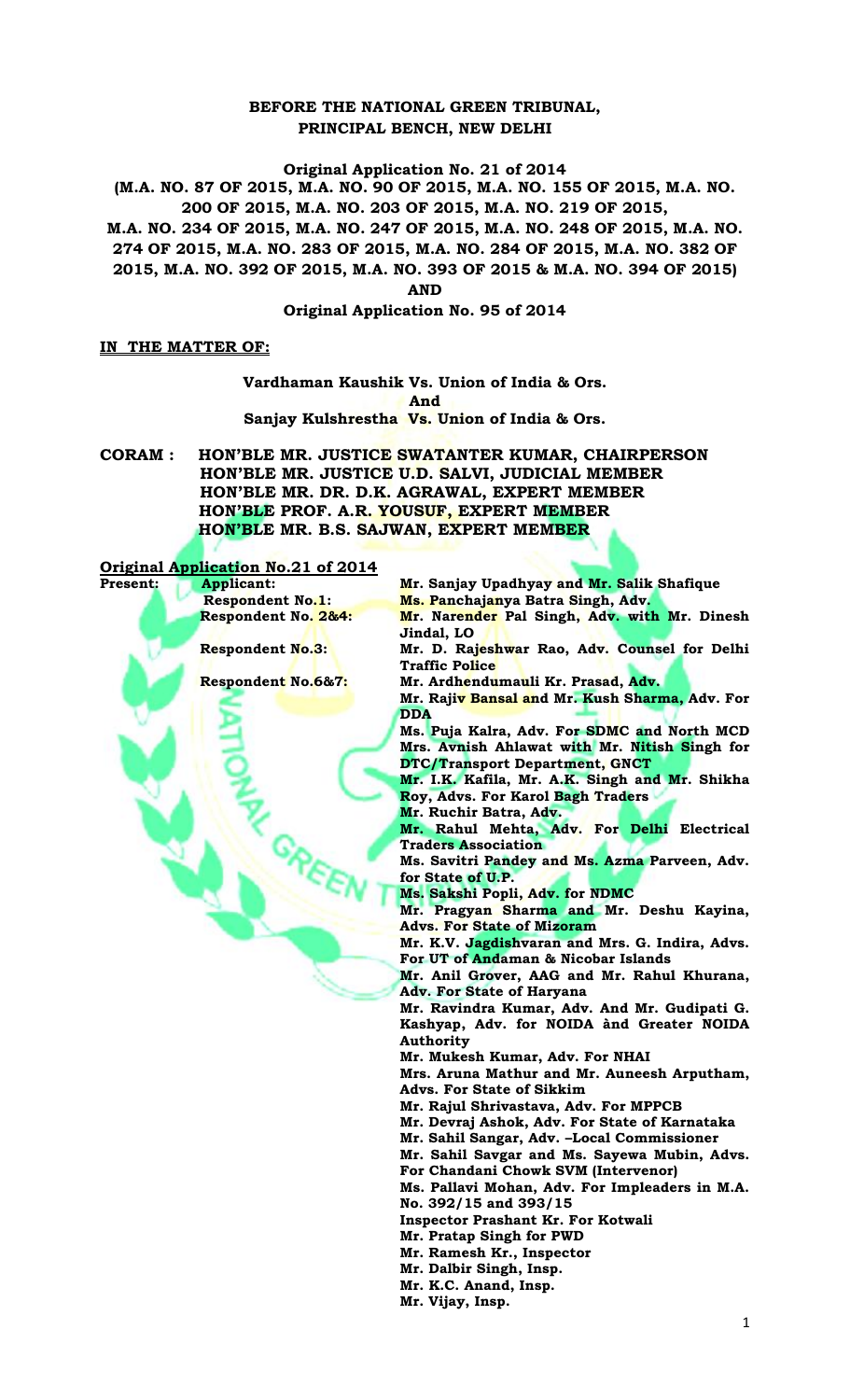**BEFORE THE NATIONAL GREEN TRIBUNAL,**
**PRINCIPAL BENCH, NEW DELHI**

**Original Application No. 21 of 2014**
**(M.A. NO. 87 OF 2015, M.A. NO. 90 OF 2015, M.A. NO. 155 OF 2015, M.A. NO. 200 OF 2015, M.A. NO. 203 OF 2015, M.A. NO. 219 OF 2015, M.A. NO. 234 OF 2015, M.A. NO. 247 OF 2015, M.A. NO. 248 OF 2015, M.A. NO. 274 OF 2015, M.A. NO. 283 OF 2015, M.A. NO. 284 OF 2015, M.A. NO. 382 OF 2015, M.A. NO. 392 OF 2015, M.A. NO. 393 OF 2015 & M.A. NO. 394 OF 2015)**
**AND**
**Original Application No. 95 of 2014**

**IN THE MATTER OF:**

**Vardhaman Kaushik Vs. Union of India & Ors.**
**And**
**Sanjay Kulshrestha Vs. Union of India & Ors.**

**CORAM : HON'BLE MR. JUSTICE SWATANTER KUMAR, CHAIRPERSON**
**HON'BLE MR. JUSTICE U.D. SALVI, JUDICIAL MEMBER**
**HON'BLE MR. DR. D.K. AGRAWAL, EXPERT MEMBER**
**HON'BLE PROF. A.R. YOUSUF, EXPERT MEMBER**
**HON'BLE MR. B.S. SAJWAN, EXPERT MEMBER**

**Original Application No.21 of 2014**

**Present:**

| | |
|---|---|
| **Applicant:** | **Mr. Sanjay Upadhyay and Mr. Salik Shafique** |
| **Respondent No.1:** | **Ms. Panchajanya Batra Singh, Adv.** |
| **Respondent No. 2&4:** | **Mr. Narender Pal Singh, Adv. with Mr. Dinesh Jindal, LO** |
| **Respondent No.3:** | **Mr. D. Rajeshwar Rao, Adv. Counsel for Delhi Traffic Police** |
| **Respondent No.6&7:** | **Mr. Ardhendumauli Kr. Prasad, Adv.** |

**Mr. Rajiv Bansal and Mr. Kush Sharma, Adv. For DDA**
**Ms. Puja Kalra, Adv. For SDMC and North MCD**
**Mrs. Avnish Ahlawat with Mr. Nitish Singh for DTC/Transport Department, GNCT**
**Mr. I.K. Kafila, Mr. A.K. Singh and Mr. Shikha Roy, Advs. For Karol Bagh Traders**
**Mr. Ruchir Batra, Adv.**
**Mr. Rahul Mehta, Adv. For Delhi Electrical Traders Association**
**Ms. Savitri Pandey and Ms. Azma Parveen, Adv. for State of U.P.**
**Ms. Sakshi Popli, Adv. for NDMC**
**Mr. Pragyan Sharma and Mr. Deshu Kayina, Advs. For State of Mizoram**
**Mr. K.V. Jagdishvaran and Mrs. G. Indira, Advs. For UT of Andaman & Nicobar Islands**
**Mr. Anil Grover, AAG and Mr. Rahul Khurana, Adv. For State of Haryana**
**Mr. Ravindra Kumar, Adv. And Mr. Gudipati G. Kashyap, Adv. for NOIDA ànd Greater NOIDA Authority**
**Mr. Mukesh Kumar, Adv. For NHAI**
**Mrs. Aruna Mathur and Mr. Auneesh Arputham, Advs. For State of Sikkim**
**Mr. Rajul Shrivastava, Adv. For MPPCB**
**Mr. Devraj Ashok, Adv. For State of Karnataka**
**Mr. Sahil Sangar, Adv. –Local Commissioner**
**Mr. Sahil Savgar and Ms. Sayewa Mubin, Advs. For Chandani Chowk SVM (Intervenor)**
**Ms. Pallavi Mohan, Adv. For Impleaders in M.A. No. 392/15 and 393/15**
**Inspector Prashant Kr. For Kotwali**
**Mr. Pratap Singh for PWD**
**Mr. Ramesh Kr., Inspector**
**Mr. Dalbir Singh, Insp.**
**Mr. K.C. Anand, Insp.**
**Mr. Vijay, Insp.**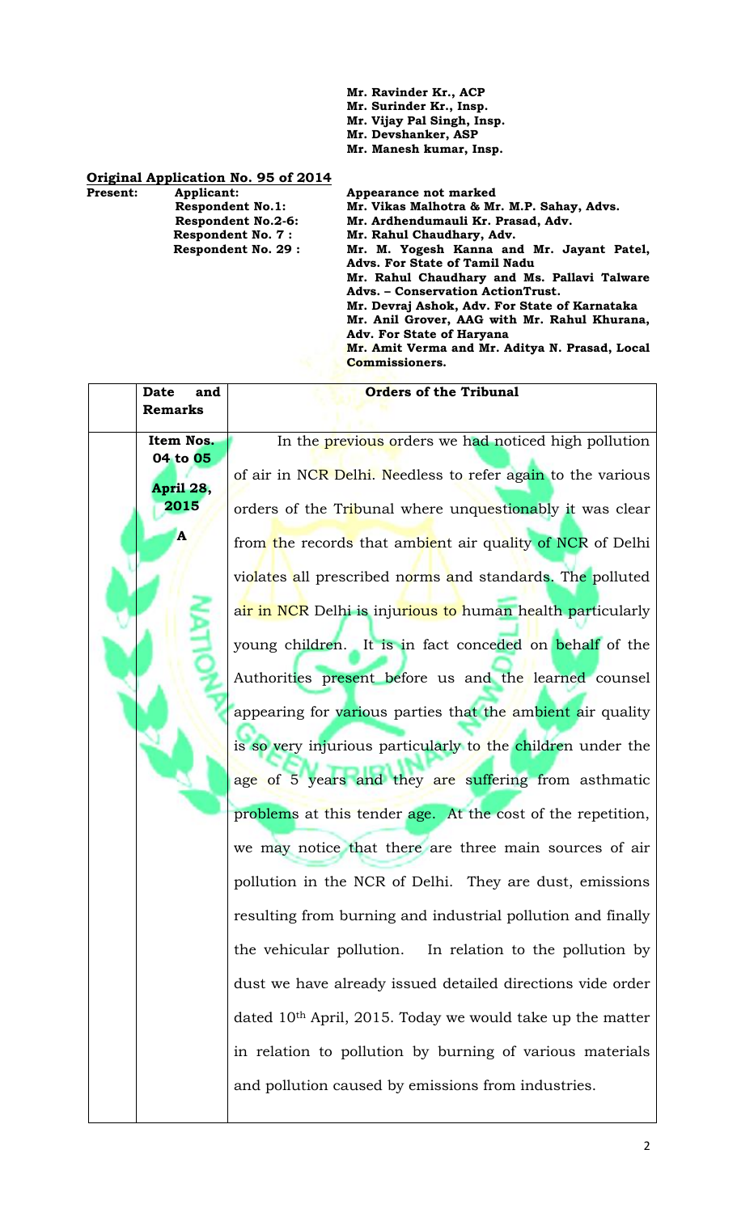Mr. Ravinder Kr., ACP
Mr. Surinder Kr., Insp.
Mr. Vijay Pal Singh, Insp.
Mr. Devshanker, ASP
Mr. Manesh kumar, Insp.

**Original Application No. 95 of 2014**

| **Present:** | | |
|---|---|---|
| | **Applicant:** | **Appearance not marked** |
| | **Respondent No.1:** | **Mr. Vikas Malhotra & Mr. M.P. Sahay, Advs.** |
| | **Respondent No.2-6:** | **Mr. Ardhendumauli Kr. Prasad, Adv.** |
| | **Respondent No. 7 :** | **Mr. Rahul Chaudhary, Adv.** |
| | **Respondent No. 29 :** | **Mr. M. Yogesh Kanna and Mr. Jayant Patel, Advs. For State of Tamil Nadu** |
| | | **Mr. Rahul Chaudhary and Ms. Pallavi Talware Advs. – Conservation ActionTrust.** |
| | | **Mr. Devraj Ashok, Adv. For State of Karnataka** |
| | | **Mr. Anil Grover, AAG with Mr. Rahul Khurana, Adv. For State of Haryana** |
| | | **Mr. Amit Verma and Mr. Aditya N. Prasad, Local Commissioners.** |

| | **Date and Remarks** | **Orders of the Tribunal** |
|---|---|---|
| | **Item Nos. 04 to 05**<br><br>**April 28, 2015**<br><br>**A** | In the previous orders we had noticed high pollution of air in NCR Delhi. Needless to refer again to the various orders of the Tribunal where unquestionably it was clear from the records that ambient air quality of NCR of Delhi violates all prescribed norms and standards. The polluted air in NCR Delhi is injurious to human health particularly young children. It is in fact conceded on behalf of the Authorities present before us and the learned counsel appearing for various parties that the ambient air quality is so very injurious particularly to the children under the age of 5 years and they are suffering from asthmatic problems at this tender age. At the cost of the repetition, we may notice that there are three main sources of air pollution in the NCR of Delhi. They are dust, emissions resulting from burning and industrial pollution and finally the vehicular pollution. In relation to the pollution by dust we have already issued detailed directions vide order dated 10th April, 2015. Today we would take up the matter in relation to pollution by burning of various materials and pollution caused by emissions from industries. |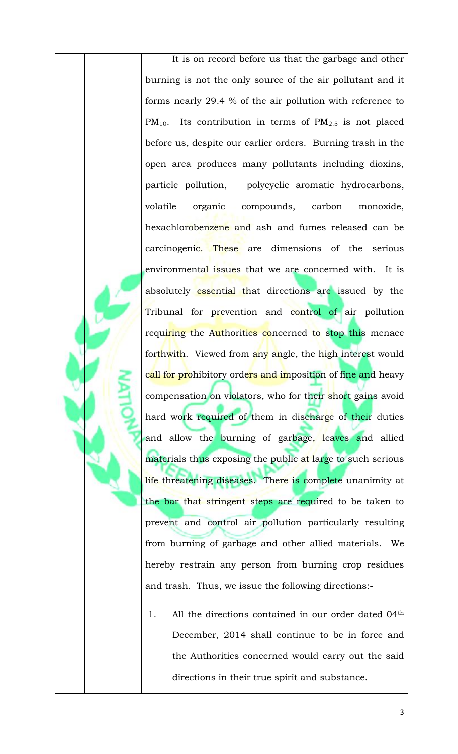It is on record before us that the garbage and other burning is not the only source of the air pollutant and it forms nearly 29.4 % of the air pollution with reference to $PM_{10}$. Its contribution in terms of $PM_{2.5}$ is not placed before us, despite our earlier orders. Burning trash in the open area produces many pollutants including dioxins, particle pollution, polycyclic aromatic hydrocarbons, volatile organic compounds, carbon monoxide, hexachlorobenzene and ash and fumes released can be carcinogenic. These are dimensions of the serious environmental issues that we are concerned with. It is absolutely essential that directions are issued by the Tribunal for prevention and control of air pollution requiring the Authorities concerned to stop this menace forthwith. Viewed from any angle, the high interest would call for prohibitory orders and imposition of fine and heavy compensation on violators, who for their short gains avoid hard work required of them in discharge of their duties and allow the burning of garbage, leaves and allied materials thus exposing the public at large to such serious life threatening diseases. There is complete unanimity at the bar that stringent steps are required to be taken to prevent and control air pollution particularly resulting from burning of garbage and other allied materials. We hereby restrain any person from burning crop residues and trash. Thus, we issue the following directions:-

1. All the directions contained in our order dated 04th December, 2014 shall continue to be in force and the Authorities concerned would carry out the said directions in their true spirit and substance.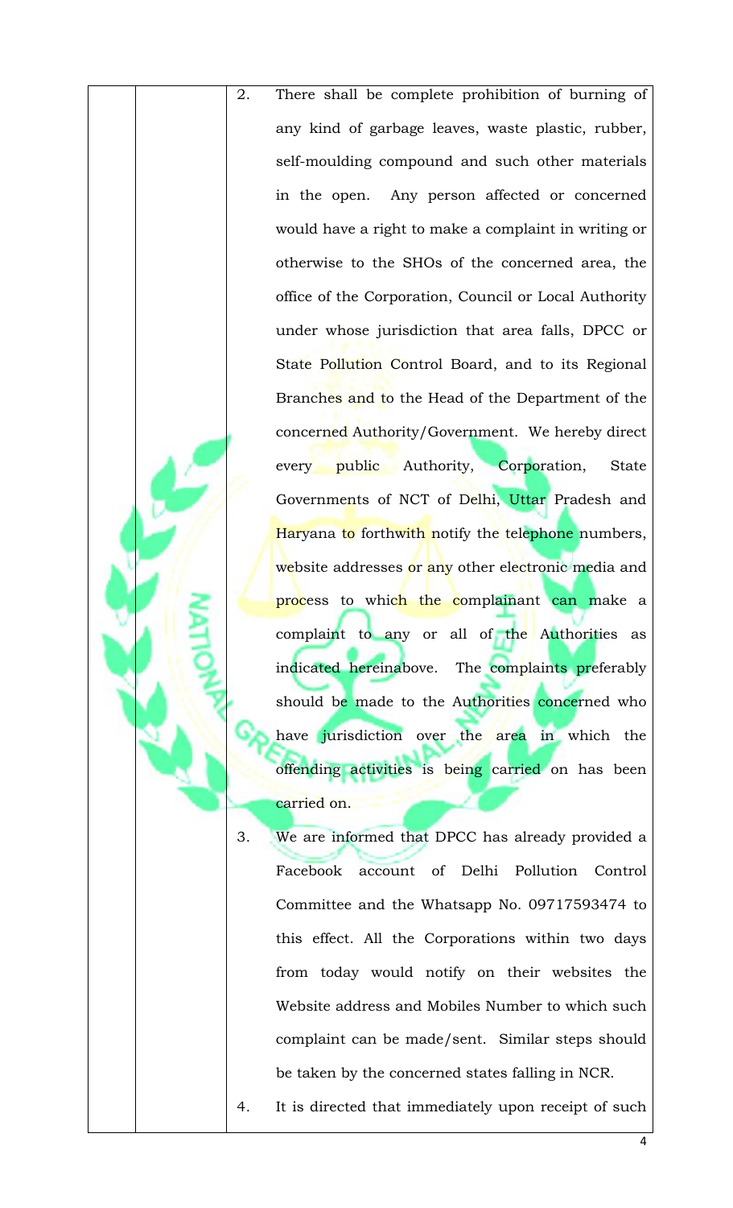2. There shall be complete prohibition of burning of any kind of garbage leaves, waste plastic, rubber, self-moulding compound and such other materials in the open. Any person affected or concerned would have a right to make a complaint in writing or otherwise to the SHOs of the concerned area, the office of the Corporation, Council or Local Authority under whose jurisdiction that area falls, DPCC or State Pollution Control Board, and to its Regional Branches and to the Head of the Department of the concerned Authority/Government. We hereby direct every public Authority, Corporation, State Governments of NCT of Delhi, Uttar Pradesh and Haryana to forthwith notify the telephone numbers, website addresses or any other electronic media and process to which the complainant can make a complaint to any or all of the Authorities as indicated hereinabove. The complaints preferably should be made to the Authorities concerned who have jurisdiction over the area in which the offending activities is being carried on has been carried on.

3. We are informed that DPCC has already provided a Facebook account of Delhi Pollution Control Committee and the Whatsapp No. 09717593474 to this effect. All the Corporations within two days from today would notify on their websites the Website address and Mobiles Number to which such complaint can be made/sent. Similar steps should be taken by the concerned states falling in NCR.

4. It is directed that immediately upon receipt of such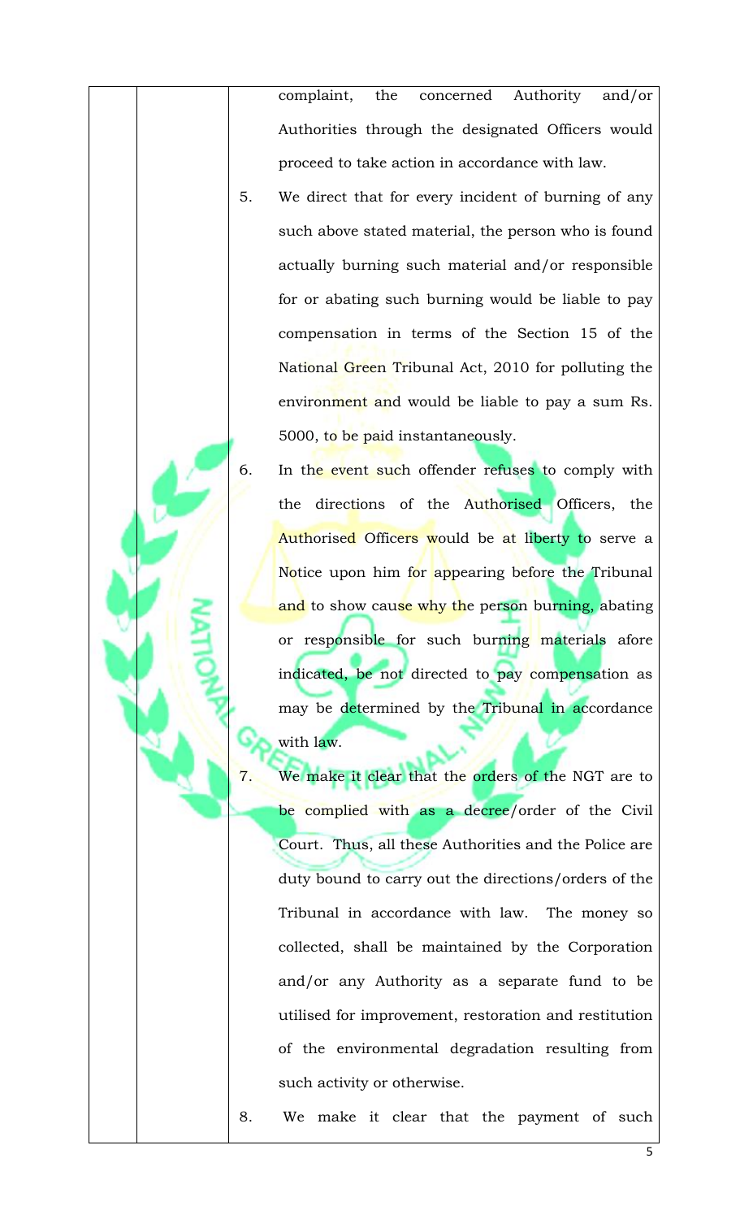complaint, the concerned Authority and/or Authorities through the designated Officers would proceed to take action in accordance with law.

5. We direct that for every incident of burning of any such above stated material, the person who is found actually burning such material and/or responsible for or abating such burning would be liable to pay compensation in terms of the Section 15 of the National Green Tribunal Act, 2010 for polluting the environment and would be liable to pay a sum Rs. 5000, to be paid instantaneously.

6. In the event such offender refuses to comply with the directions of the Authorised Officers, the Authorised Officers would be at liberty to serve a Notice upon him for appearing before the Tribunal and to show cause why the person burning, abating or responsible for such burning materials afore indicated, be not directed to pay compensation as may be determined by the Tribunal in accordance with law.

7. We make it clear that the orders of the NGT are to be complied with as a decree/order of the Civil Court. Thus, all these Authorities and the Police are duty bound to carry out the directions/orders of the Tribunal in accordance with law. The money so collected, shall be maintained by the Corporation and/or any Authority as a separate fund to be utilised for improvement, restoration and restitution of the environmental degradation resulting from such activity or otherwise.

8. We make it clear that the payment of such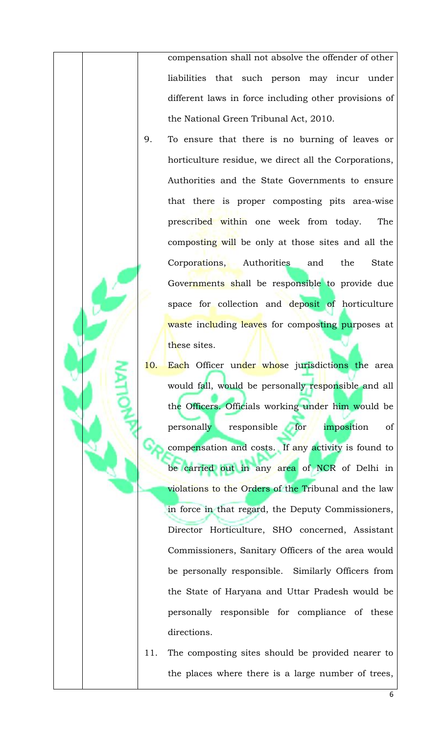compensation shall not absolve the offender of other liabilities that such person may incur under different laws in force including other provisions of the National Green Tribunal Act, 2010.

9. To ensure that there is no burning of leaves or horticulture residue, we direct all the Corporations, Authorities and the State Governments to ensure that there is proper composting pits area-wise prescribed within one week from today. The composting will be only at those sites and all the Corporations, Authorities and the State Governments shall be responsible to provide due space for collection and deposit of horticulture waste including leaves for composting purposes at these sites.

10. Each Officer under whose jurisdictions the area would fall, would be personally responsible and all the Officers. Officials working under him would be personally responsible for imposition of compensation and costs. If any activity is found to be carried out in any area of NCR of Delhi in violations to the Orders of the Tribunal and the law in force in that regard, the Deputy Commissioners, Director Horticulture, SHO concerned, Assistant Commissioners, Sanitary Officers of the area would be personally responsible. Similarly Officers from the State of Haryana and Uttar Pradesh would be personally responsible for compliance of these directions.

11. The composting sites should be provided nearer to the places where there is a large number of trees,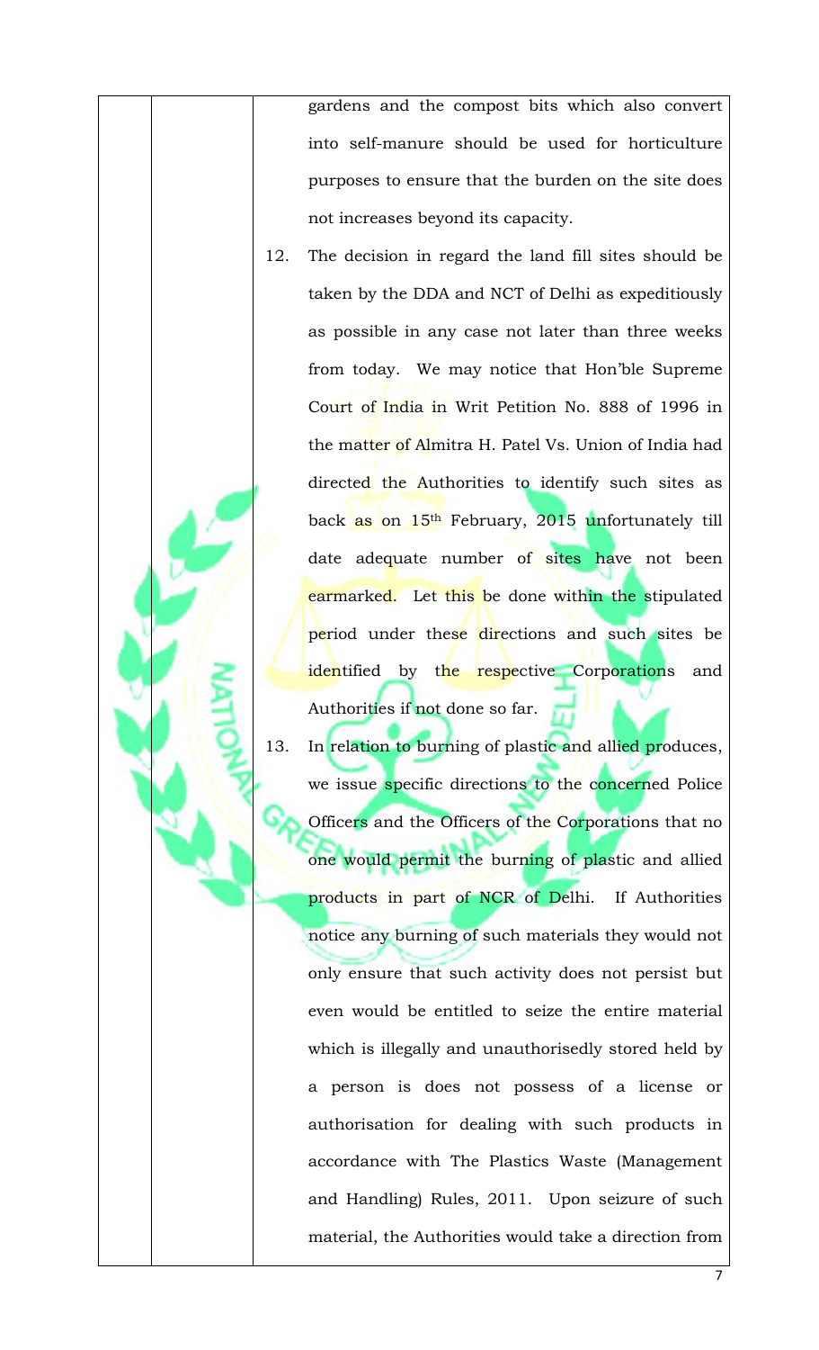gardens and the compost bits which also convert into self-manure should be used for horticulture purposes to ensure that the burden on the site does not increases beyond its capacity.

12. The decision in regard the land fill sites should be taken by the DDA and NCT of Delhi as expeditiously as possible in any case not later than three weeks from today. We may notice that Hon'ble Supreme Court of India in Writ Petition No. 888 of 1996 in the matter of Almitra H. Patel Vs. Union of India had directed the Authorities to identify such sites as back as on 15th February, 2015 unfortunately till date adequate number of sites have not been earmarked. Let this be done within the stipulated period under these directions and such sites be identified by the respective Corporations and Authorities if not done so far.

13. In relation to burning of plastic and allied produces, we issue specific directions to the concerned Police Officers and the Officers of the Corporations that no one would permit the burning of plastic and allied products in part of NCR of Delhi. If Authorities notice any burning of such materials they would not only ensure that such activity does not persist but even would be entitled to seize the entire material which is illegally and unauthorisedly stored held by a person is does not possess of a license or authorisation for dealing with such products in accordance with The Plastics Waste (Management and Handling) Rules, 2011. Upon seizure of such material, the Authorities would take a direction from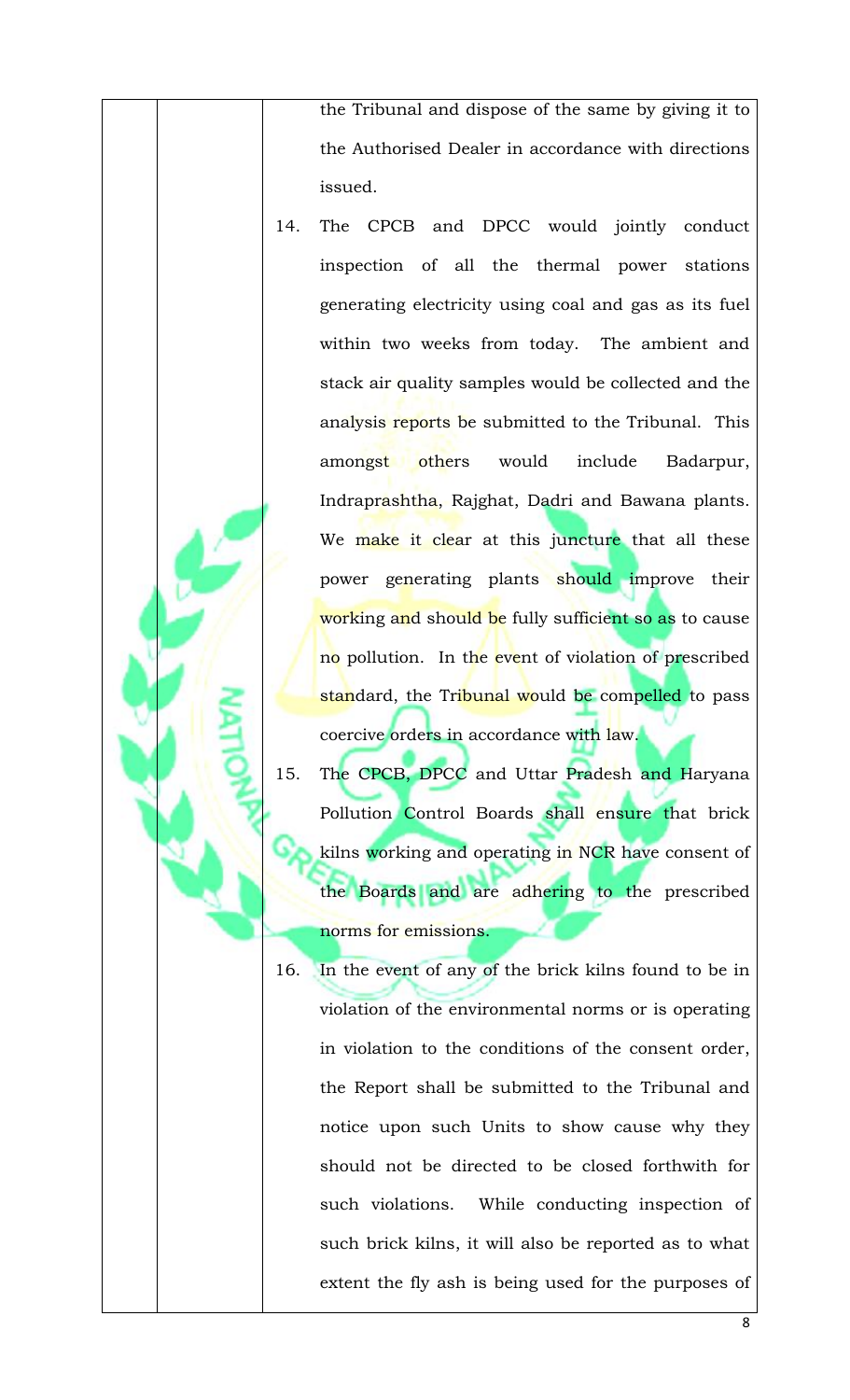the Tribunal and dispose of the same by giving it to the Authorised Dealer in accordance with directions issued.

14. The CPCB and DPCC would jointly conduct inspection of all the thermal power stations generating electricity using coal and gas as its fuel within two weeks from today. The ambient and stack air quality samples would be collected and the analysis reports be submitted to the Tribunal. This amongst others would include Badarpur, Indraprashtha, Rajghat, Dadri and Bawana plants. We make it clear at this juncture that all these power generating plants should improve their working and should be fully sufficient so as to cause no pollution. In the event of violation of prescribed standard, the Tribunal would be compelled to pass coercive orders in accordance with law.

15. The CPCB, DPCC and Uttar Pradesh and Haryana Pollution Control Boards shall ensure that brick kilns working and operating in NCR have consent of the Boards and are adhering to the prescribed norms for emissions.

16. In the event of any of the brick kilns found to be in violation of the environmental norms or is operating in violation to the conditions of the consent order, the Report shall be submitted to the Tribunal and notice upon such Units to show cause why they should not be directed to be closed forthwith for such violations. While conducting inspection of such brick kilns, it will also be reported as to what extent the fly ash is being used for the purposes of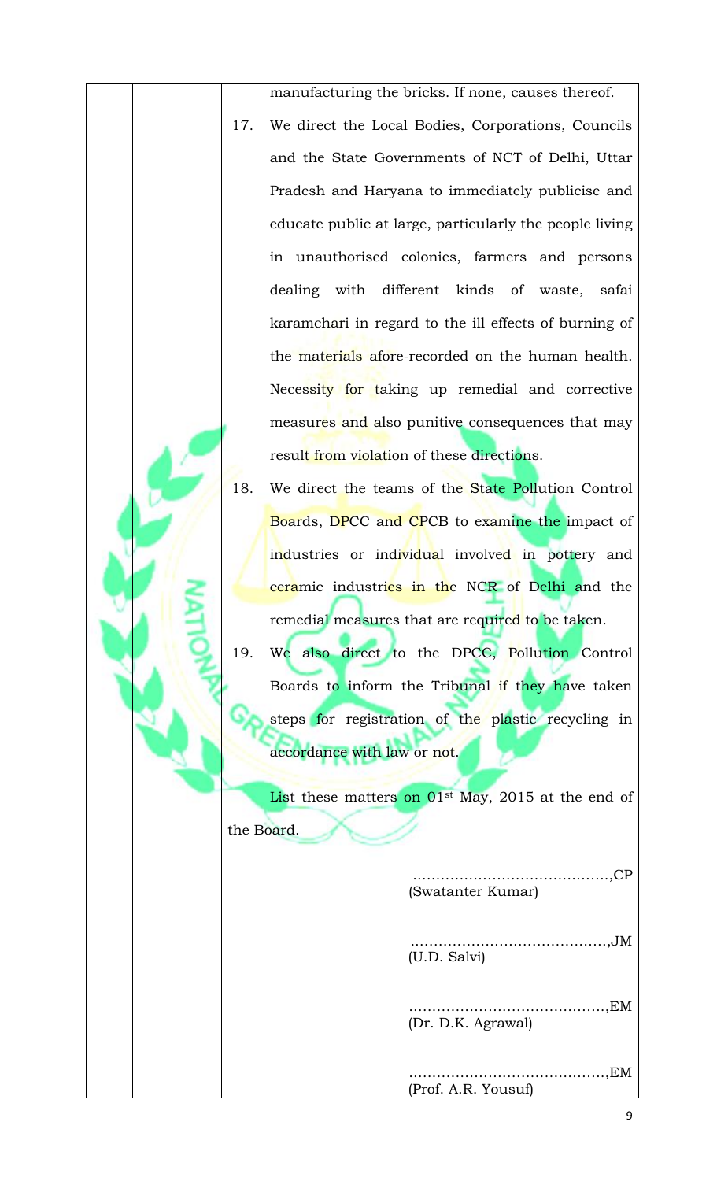manufacturing the bricks. If none, causes thereof.

17. We direct the Local Bodies, Corporations, Councils and the State Governments of NCT of Delhi, Uttar Pradesh and Haryana to immediately publicise and educate public at large, particularly the people living in unauthorised colonies, farmers and persons dealing with different kinds of waste, safai karamchari in regard to the ill effects of burning of the materials afore-recorded on the human health. Necessity for taking up remedial and corrective measures and also punitive consequences that may result from violation of these directions.

18. We direct the teams of the State Pollution Control Boards, DPCC and CPCB to examine the impact of industries or individual involved in pottery and ceramic industries in the NCR of Delhi and the remedial measures that are required to be taken.

19. We also direct to the DPCC, Pollution Control Boards to inform the Tribunal if they have taken steps for registration of the plastic recycling in accordance with law or not.

List these matters on 01st May, 2015 at the end of the Board.

……………………………………,CP
(Swatanter Kumar)

……………………………………,JM
(U.D. Salvi)

……………………………………,EM
(Dr. D.K. Agrawal)

……………………………………,EM
(Prof. A.R. Yousuf)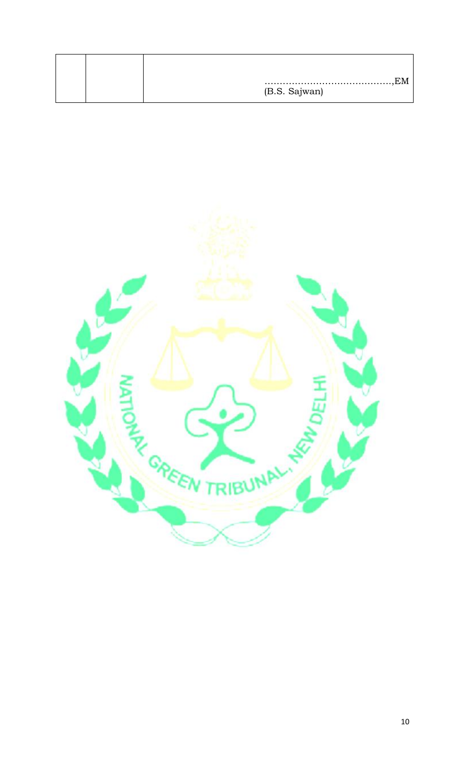| | | |
|---|---|---|
| | | …………………………………….,EM<br>(B.S. Sajwan) |